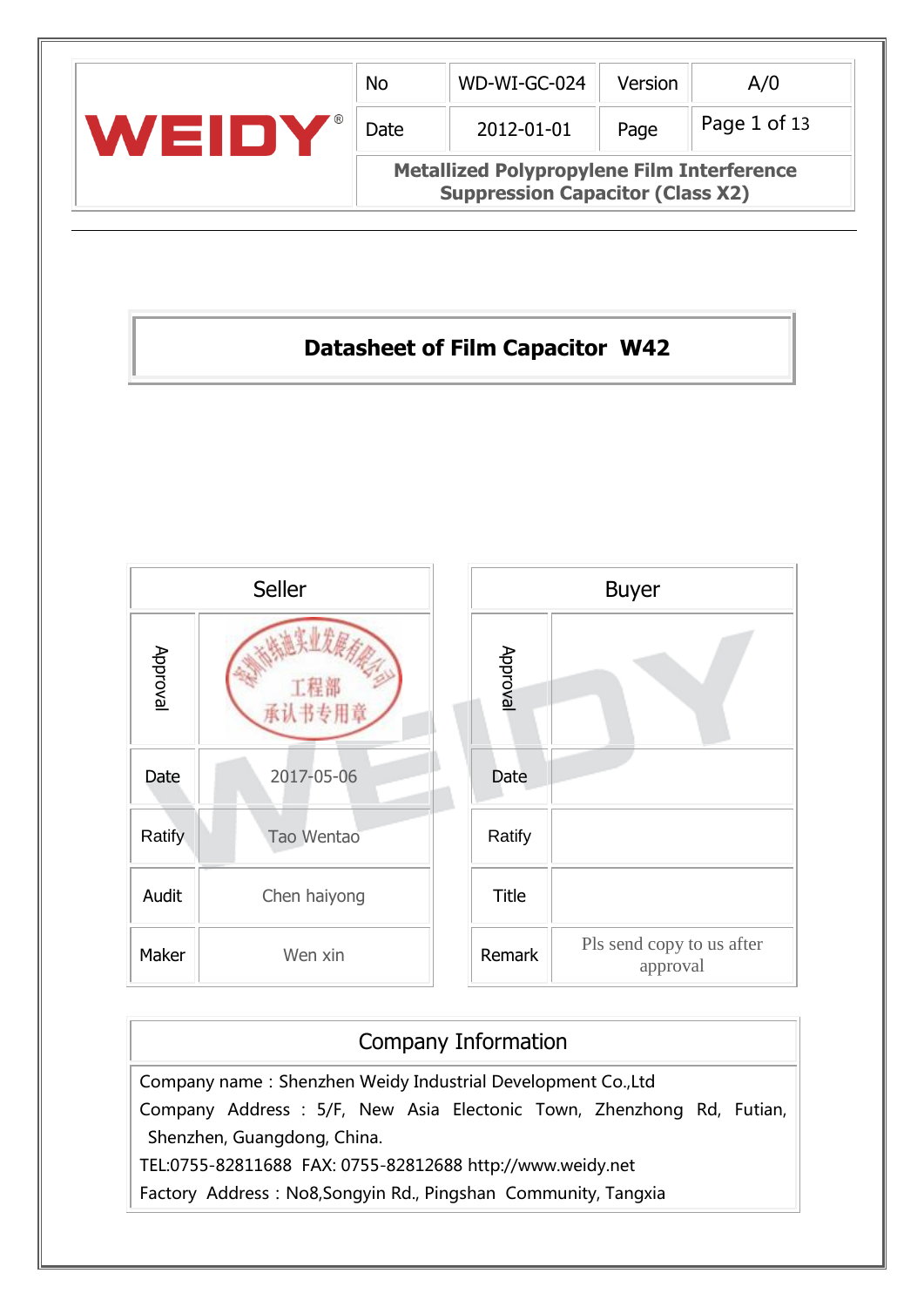| WEIDY® | No | WD-WI-GC-024 | Version | A/0 |
|---|---|---|---|---|
| | Date | 2012-01-01 | Page | Page 1 of 13 |
| | **Metallized Polypropylene Film Interference Suppression Capacitor (Class X2)** | | | |

# Datasheet of Film Capacitor W42

| Seller | | Buyer | |
|---|---|---|---|
| Approval | 深圳市纬迪实业发展有限公司 工程部 承认书专用章 | Approval | |
| Date | 2017-05-06 | Date | |
| Ratify | Tao Wentao | Ratify | |
| Audit | Chen haiyong | Title | |
| Maker | Wen xin | Remark | Pls send copy to us after approval |

## Company Information

Company name : Shenzhen Weidy Industrial Development Co.,Ltd

Company Address : 5/F, New Asia Electonic Town, Zhenzhong Rd, Futian, Shenzhen, Guangdong, China.

TEL:0755-82811688 FAX: 0755-82812688 http://www.weidy.net

Factory Address : No8,Songyin Rd., Pingshan Community, Tangxia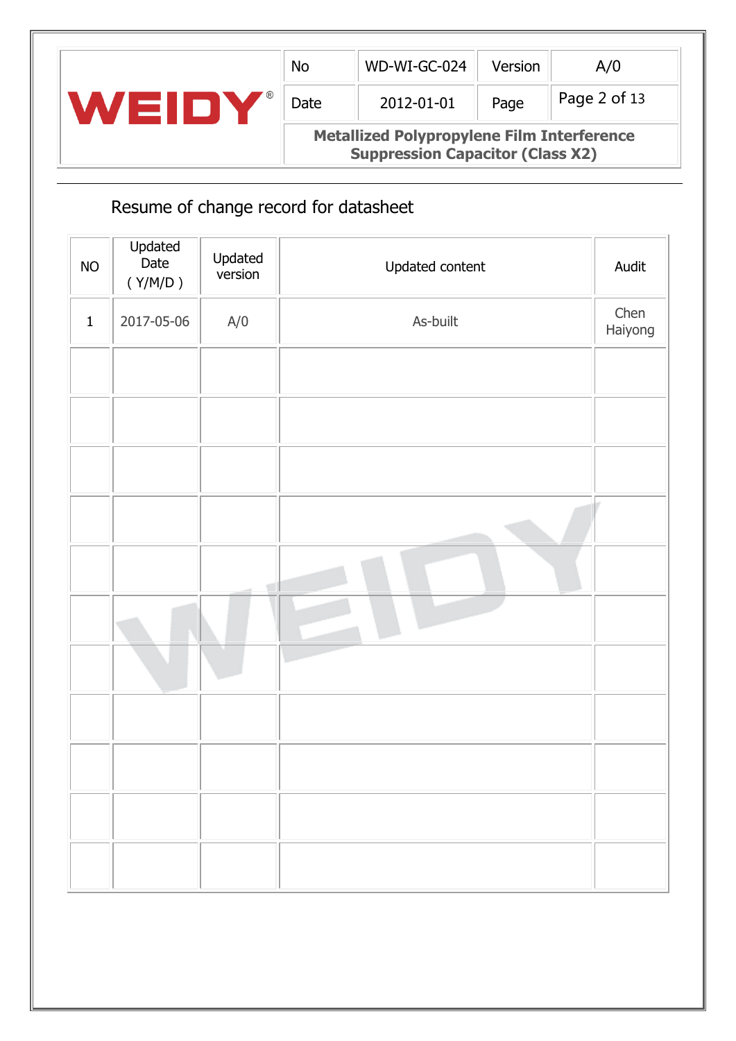## Resume of change record for datasheet

| NO | Updated Date ( Y/M/D ) | Updated version | Updated content | Audit |
|---|---|---|---|---|
| 1 | 2017-05-06 | A/0 | As-built | Chen Haiyong |
| | | | | |
| | | | | |
| | | | | |
| | | | | |
| | | | | |
| | | | | |
| | | | | |
| | | | | |
| | | | | |
| | | | | |
| | | | | |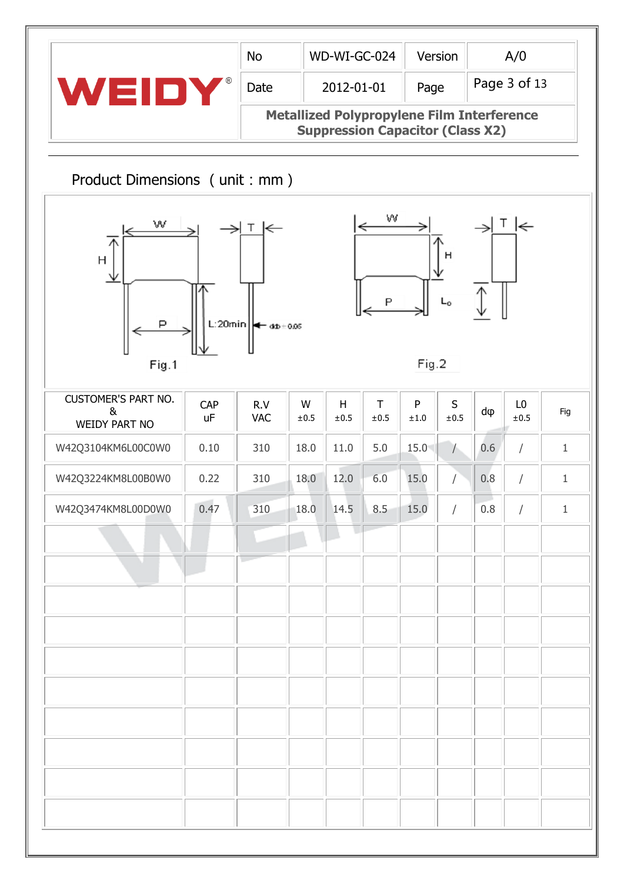## Product Dimensions （unit：mm）

Fig.1

Fig.2

| CUSTOMER'S PART NO. & WEIDY PART NO | CAP uF | R.V VAC | W ±0.5 | H ±0.5 | T ±0.5 | P ±1.0 | S ±0.5 | dφ | L0 ±0.5 | Fig |
|---|---|---|---|---|---|---|---|---|---|---|
| W42Q3104KM6L00C0W0 | 0.10 | 310 | 18.0 | 11.0 | 5.0 | 15.0 | / | 0.6 | / | 1 |
| W42Q3224KM8L00B0W0 | 0.22 | 310 | 18.0 | 12.0 | 6.0 | 15.0 | / | 0.8 | / | 1 |
| W42Q3474KM8L00D0W0 | 0.47 | 310 | 18.0 | 14.5 | 8.5 | 15.0 | / | 0.8 | / | 1 |
| | | | | | | | | | | |
| | | | | | | | | | | |
| | | | | | | | | | | |
| | | | | | | | | | | |
| | | | | | | | | | | |
| | | | | | | | | | | |
| | | | | | | | | | | |
| | | | | | | | | | | |
| | | | | | | | | | | |
| | | | | | | | | | | |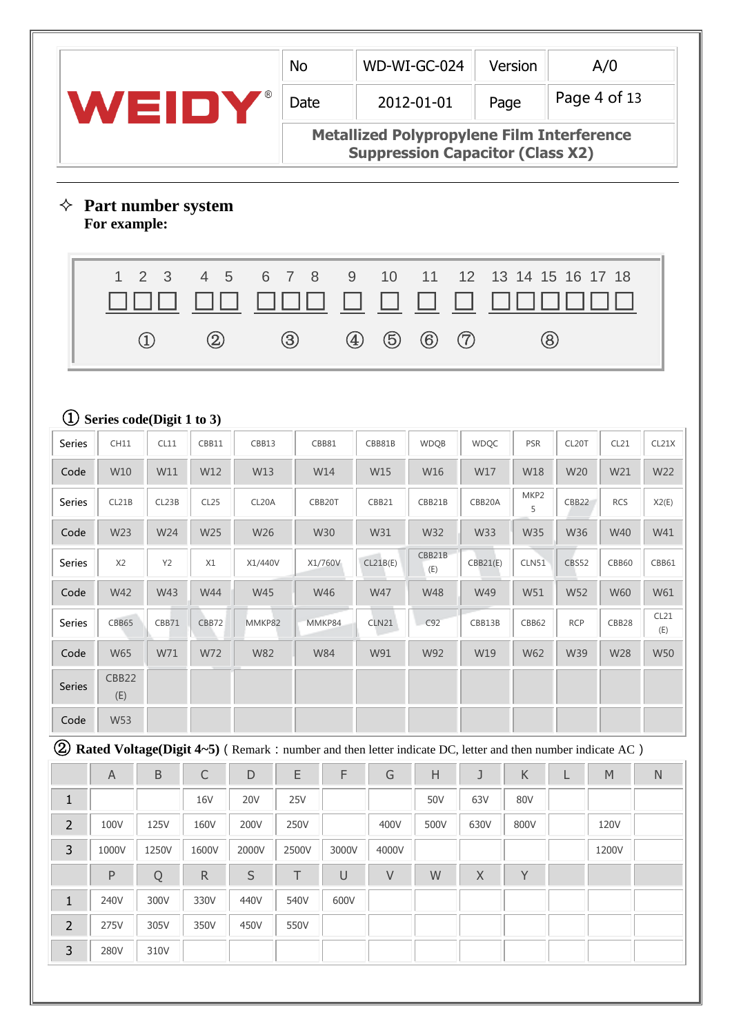| WEIDY® | No | WD-WI-GC-024 | Version | A/0 |
|---|---|---|---|---|
| | Date | 2012-01-01 | Page | Page 4 of 13 |
| | Metallized Polypropylene Film Interference Suppression Capacitor (Class X2) | | | |

## ✧ Part number system

**For example:**

| 1 2 3 | 4 5 | 6 7 8 | 9 | 10 | 11 | 12 | 13 14 15 16 17 18 |
|---|---|---|---|---|---|---|---|
| □□□ | □□ | □□□ | □ | □ | □ | □ | □□□□□□ |
| ① | ② | ③ | ④ | ⑤ | ⑥ | ⑦ | ⑧ |

### ① Series code(Digit 1 to 3)

| Series | CH11 | CL11 | CBB11 | CBB13 | CBB81 | CBB81B | WDQB | WDQC | PSR | CL20T | CL21 | CL21X |
|---|---|---|---|---|---|---|---|---|---|---|---|---|
| Code | W10 | W11 | W12 | W13 | W14 | W15 | W16 | W17 | W18 | W20 | W21 | W22 |
| Series | CL21B | CL23B | CL25 | CL20A | CBB20T | CBB21 | CBB21B | CBB20A | MKP25 | CBB22 | RCS | X2(E) |
| Code | W23 | W24 | W25 | W26 | W30 | W31 | W32 | W33 | W35 | W36 | W40 | W41 |
| Series | X2 | Y2 | X1 | X1/440V | X1/760V | CL21B(E) | CBB21B(E) | CBB21(E) | CLN51 | CBS52 | CBB60 | CBB61 |
| Code | W42 | W43 | W44 | W45 | W46 | W47 | W48 | W49 | W51 | W52 | W60 | W61 |
| Series | CBB65 | CBB71 | CBB72 | MMKP82 | MMKP84 | CLN21 | C92 | CBB13B | CBB62 | RCP | CBB28 | CL21(E) |
| Code | W65 | W71 | W72 | W82 | W84 | W91 | W92 | W19 | W62 | W39 | W28 | W50 |
| Series | CBB22(E) | | | | | | | | | | | |
| Code | W53 | | | | | | | | | | | |

### ② Rated Voltage(Digit 4~5) ( Remark：number and then letter indicate DC, letter and then number indicate AC )

| | A | B | C | D | E | F | G | H | J | K | L | M | N |
|---|---|---|---|---|---|---|---|---|---|---|---|---|---|
| 1 | | | 16V | 20V | 25V | | | 50V | 63V | 80V | | | |
| 2 | 100V | 125V | 160V | 200V | 250V | | 400V | 500V | 630V | 800V | | 120V | |
| 3 | 1000V | 1250V | 1600V | 2000V | 2500V | 3000V | 4000V | | | | | 1200V | |
| | P | Q | R | S | T | U | V | W | X | Y | | | |
| 1 | 240V | 300V | 330V | 440V | 540V | 600V | | | | | | | |
| 2 | 275V | 305V | 350V | 450V | 550V | | | | | | | | |
| 3 | 280V | 310V | | | | | | | | | | | |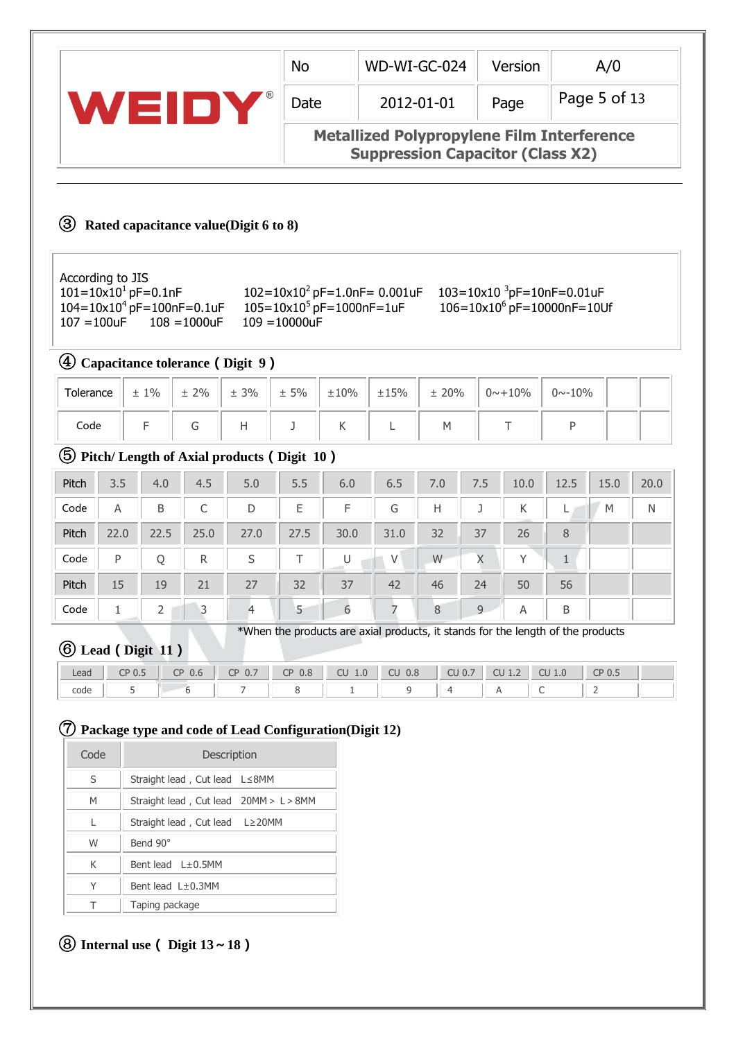| WEIDY® | No | WD-WI-GC-024 | Version | A/0 |
|---|---|---|---|---|
| | Date | 2012-01-01 | Page | Page 5 of 13 |
| | Metallized Polypropylene Film Interference Suppression Capacitor (Class X2) | | | |

### ③ Rated capacitance value(Digit 6 to 8)

According to JIS

$101=10\times10^{1}$ pF=0.1nF　　$102=10\times10^{2}$ pF=1.0nF= 0.001uF　　$103=10\times10^{3}$pF=10nF=0.01uF

$104=10\times10^{4}$ pF=100nF=0.1uF　　$105=10\times10^{5}$ pF=1000nF=1uF　　$106=10\times10^{6}$ pF=10000nF=10Uf

107 =100uF　　108 =1000uF　　109 =10000uF

### ④ Capacitance tolerance ( Digit 9 )

| Tolerance | ± 1% | ± 2% | ± 3% | ± 5% | ±10% | ±15% | ± 20% | 0~+10% | 0~-10% | | |
|---|---|---|---|---|---|---|---|---|---|---|---|
| Code | F | G | H | J | K | L | M | T | P | | |

### ⑤ Pitch/ Length of Axial products ( Digit 10 )

| Pitch | 3.5 | 4.0 | 4.5 | 5.0 | 5.5 | 6.0 | 6.5 | 7.0 | 7.5 | 10.0 | 12.5 | 15.0 | 20.0 |
|---|---|---|---|---|---|---|---|---|---|---|---|---|---|
| Code | A | B | C | D | E | F | G | H | J | K | L | M | N |
| Pitch | 22.0 | 22.5 | 25.0 | 27.0 | 27.5 | 30.0 | 31.0 | 32 | 37 | 26 | 8 | | |
| Code | P | Q | R | S | T | U | V | W | X | Y | 1 | | |
| Pitch | 15 | 19 | 21 | 27 | 32 | 37 | 42 | 46 | 24 | 50 | 56 | | |
| Code | 1 | 2 | 3 | 4 | 5 | 6 | 7 | 8 | 9 | A | B | | |

*When the products are axial products, it stands for the length of the products

### ⑥ Lead ( Digit 11 )

| Lead | CP 0.5 | CP 0.6 | CP 0.7 | CP 0.8 | CU 1.0 | CU 0.8 | CU 0.7 | CU 1.2 | CU 1.0 | CP 0.5 | |
|---|---|---|---|---|---|---|---|---|---|---|---|
| code | 5 | 6 | 7 | 8 | 1 | 9 | 4 | A | C | 2 | |

### ⑦ Package type and code of Lead Configuration(Digit 12)

| Code | Description |
|---|---|
| S | Straight lead , Cut lead　L≤8MM |
| M | Straight lead , Cut lead　20MM > L > 8MM |
| L | Straight lead , Cut lead　L≥20MM |
| W | Bend 90° |
| K | Bent lead　L±0.5MM |
| Y | Bent lead　L±0.3MM |
| T | Taping package |

### ⑧ Internal use ( Digit 13 ~ 18 )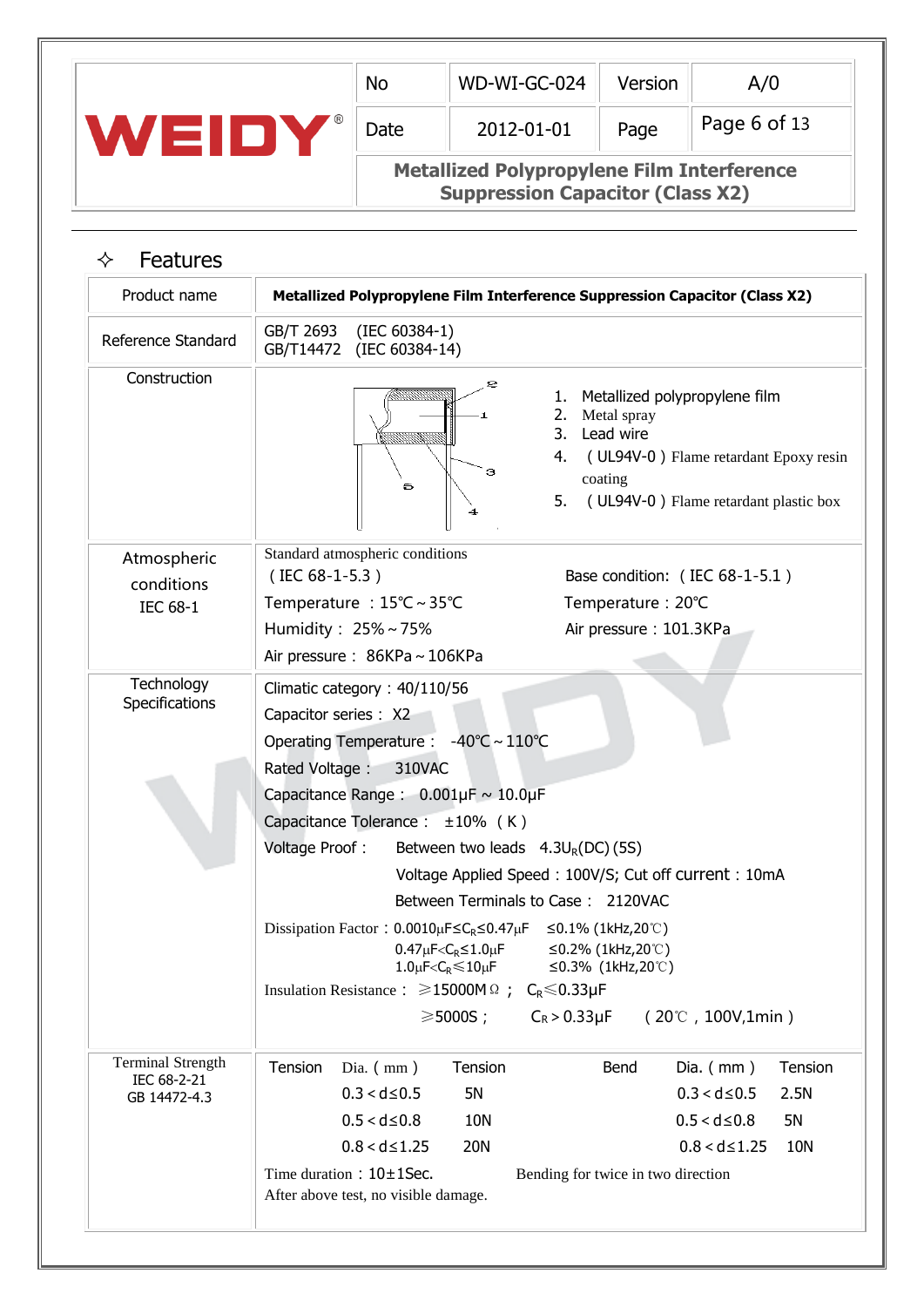## ✧ Features

| Product name | Metallized Polypropylene Film Interference Suppression Capacitor (Class X2) |
|---|---|
| Reference Standard | GB/T 2693 (IEC 60384-1)<br>GB/T14472 (IEC 60384-14) |
| Construction | 1. Metallized polypropylene film<br>2. Metal spray<br>3. Lead wire<br>4. ( UL94V-0 ) Flame retardant Epoxy resin coating<br>5. ( UL94V-0 ) Flame retardant plastic box |
| Atmospheric conditions IEC 68-1 | Standard atmospheric conditions ( IEC 68-1-5.3 )<br>Temperature : 15℃～35℃<br>Humidity : 25%～75%<br>Air pressure : 86KPa～106KPa<br><br>Base condition: ( IEC 68-1-5.1 )<br>Temperature : 20℃<br>Air pressure : 101.3KPa |
| Technology Specifications | Climatic category : 40/110/56<br>Capacitor series : X2<br>Operating Temperature : -40℃～110℃<br>Rated Voltage : 310VAC<br>Capacitance Range : 0.001μF ~ 10.0μF<br>Capacitance Tolerance : ±10% ( K )<br>Voltage Proof : Between two leads 4.3$U_R$(DC) (5S)<br>Voltage Applied Speed : 100V/S; Cut off current : 10mA<br>Between Terminals to Case : 2120VAC<br>Dissipation Factor : 0.0010μF≤$C_R$≤0.47μF ≤0.1% (1kHz,20℃)<br>0.47μF<$C_R$≤1.0μF ≤0.2% (1kHz,20℃)<br>1.0μF<$C_R$≤10μF ≤0.3% (1kHz,20℃)<br>Insulation Resistance : ≥15000MΩ ; $C_R$≤0.33μF<br>≥5000S ; $C_R$ > 0.33μF ( 20℃ , 100V,1min ) |
| Terminal Strength IEC 68-2-21 GB 14472-4.3 | Tension: Dia. ( mm ) / Tension<br>0.3 < d≤0.5 : 5N<br>0.5 < d≤0.8 : 10N<br>0.8 < d≤1.25 : 20N<br><br>Bend: Dia. ( mm ) / Tension<br>0.3 < d≤0.5 : 2.5N<br>0.5 < d≤0.8 : 5N<br>0.8 < d≤1.25 : 10N<br><br>Time duration : 10±1Sec. Bending for twice in two direction<br>After above test, no visible damage. |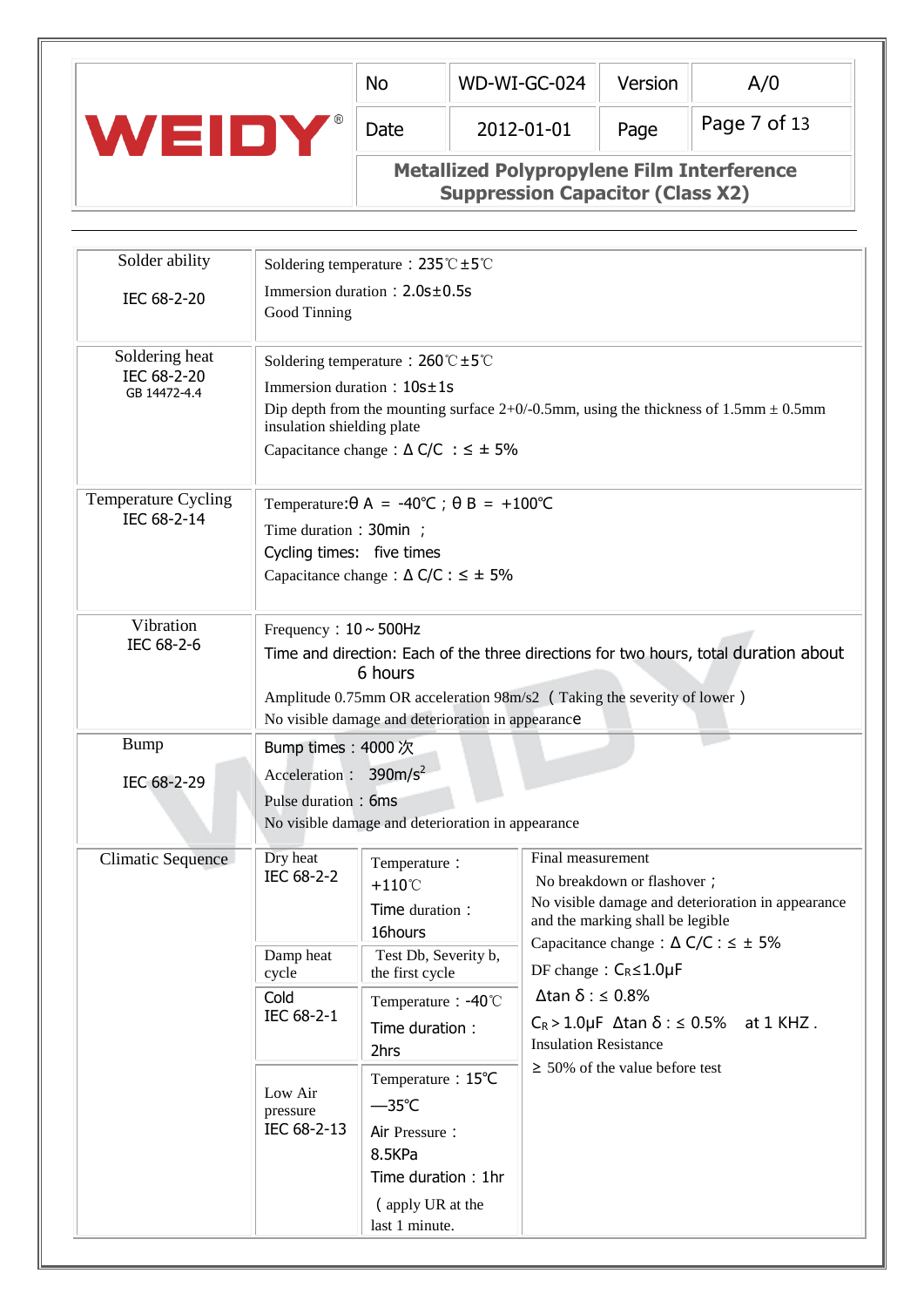| No | WD-WI-GC-024 | Version | A/0 |
|---|---|---|---|
| Date | 2012-01-01 | Page | Page 7 of 13 |

**Metallized Polypropylene Film Interference Suppression Capacitor (Class X2)**

| Test | Conditions | | |
|---|---|---|---|
| Solder ability<br>IEC 68-2-20 | Soldering temperature：235℃±5℃<br>Immersion duration：2.0s±0.5s<br>Good Tinning | | |
| Soldering heat<br>IEC 68-2-20<br>GB 14472-4.4 | Soldering temperature：260℃±5℃<br>Immersion duration：10s±1s<br>Dip depth from the mounting surface 2+0/-0.5mm, using the thickness of 1.5mm ± 0.5mm insulation shielding plate<br>Capacitance change：Δ C/C ：≤ ± 5% | | |
| Temperature Cycling<br>IEC 68-2-14 | Temperature:θ A = -40℃；θ B = +100℃<br>Time duration：30min ；<br>Cycling times: five times<br>Capacitance change：Δ C/C：≤ ± 5% | | |
| Vibration<br>IEC 68-2-6 | Frequency：10～500Hz<br>Time and direction: Each of the three directions for two hours, total duration about 6 hours<br>Amplitude 0.75mm OR acceleration 98m/s2 （Taking the severity of lower）<br>No visible damage and deterioration in appearance | | |
| Bump<br>IEC 68-2-29 | Bump times：4000 次<br>Acceleration： 390m/s$^2$<br>Pulse duration：6ms<br>No visible damage and deterioration in appearance | | |
| Climatic Sequence | Dry heat<br>IEC 68-2-2 | Temperature：+110℃<br>Time duration：16hours | Final measurement<br>No breakdown or flashover；<br>No visible damage and deterioration in appearance and the marking shall be legible<br>Capacitance change：Δ C/C：≤ ± 5%<br>DF change：$C_R$≤1.0μF<br>Δtan δ：≤ 0.8%<br>$C_R$＞1.0μF Δtan δ：≤ 0.5% at 1 KHZ .<br>Insulation Resistance<br>≥ 50% of the value before test |
| | Damp heat cycle | Test Db, Severity b, the first cycle | |
| | Cold<br>IEC 68-2-1 | Temperature：-40℃<br>Time duration：2hrs | |
| | Low Air pressure<br>IEC 68-2-13 | Temperature：15℃—35℃<br>Air Pressure：8.5KPa<br>Time duration：1hr<br>（apply UR at the last 1 minute. | |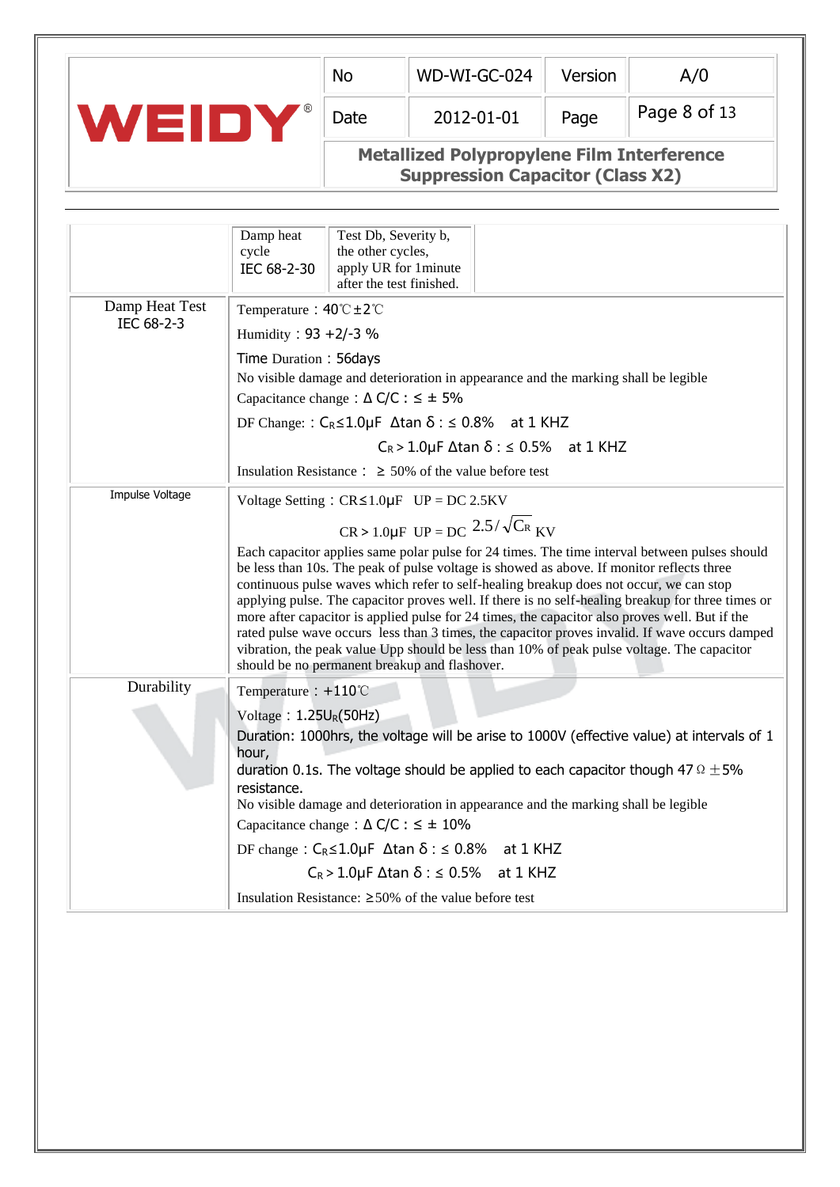| | |
|---|---|
| | Damp heat cycle IEC 68-2-30 &#124; Test Db, Severity b, the other cycles, apply UR for 1minute after the test finished. |
| Damp Heat Test IEC 68-2-3 | Temperature：40℃±2℃<br>Humidity：93 +2/-3 %<br>Time Duration：56days<br>No visible damage and deterioration in appearance and the marking shall be legible<br>Capacitance change：Δ C/C：≤ ± 5%<br>DF Change:：$C_R$≤1.0μF Δtan δ：≤ 0.8% at 1 KHZ<br>$C_R$＞1.0μF Δtan δ：≤ 0.5% at 1 KHZ<br>Insulation Resistance： ≥ 50% of the value before test |
| Impulse Voltage | Voltage Setting：CR≤1.0μF UP = DC 2.5KV<br>CR＞1.0μF UP = DC $2.5/\sqrt{C_R}$ KV<br>Each capacitor applies same polar pulse for 24 times. The time interval between pulses should be less than 10s. The peak of pulse voltage is showed as above. If monitor reflects three continuous pulse waves which refer to self-healing breakup does not occur, we can stop applying pulse. The capacitor proves well. If there is no self-healing breakup for three times or more after capacitor is applied pulse for 24 times, the capacitor also proves well. But if the rated pulse wave occurs less than 3 times, the capacitor proves invalid. If wave occurs damped vibration, the peak value Upp should be less than 10% of peak pulse voltage. The capacitor should be no permanent breakup and flashover. |
| Durability | Temperature：+110℃<br>Voltage：$1.25U_R$(50Hz)<br>Duration: 1000hrs, the voltage will be arise to 1000V (effective value) at intervals of 1 hour,<br>duration 0.1s. The voltage should be applied to each capacitor though 47Ω±5% resistance.<br>No visible damage and deterioration in appearance and the marking shall be legible<br>Capacitance change：Δ C/C：≤ ± 10%<br>DF change：$C_R$≤1.0μF Δtan δ：≤ 0.8% at 1 KHZ<br>$C_R$＞1.0μF Δtan δ：≤ 0.5% at 1 KHZ<br>Insulation Resistance: ≥50% of the value before test |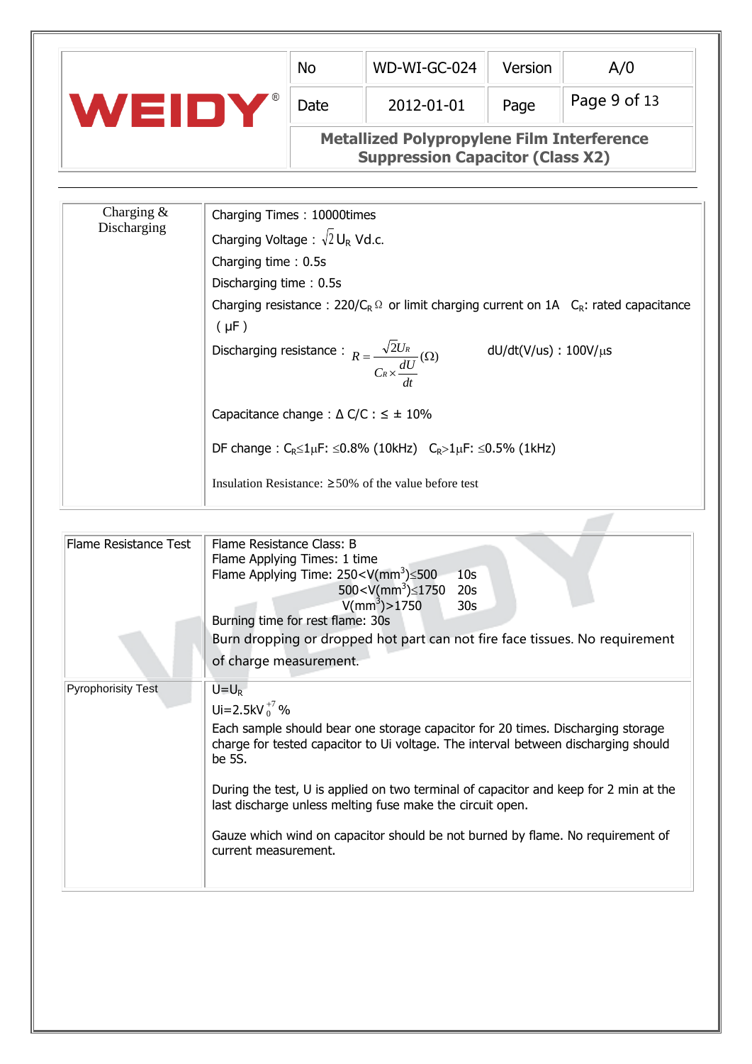| Charging & Discharging | Charging Times：10000times<br>Charging Voltage：$\sqrt{2}U_R$ Vd.c.<br>Charging time：0.5s<br>Discharging time：0.5s<br>Charging resistance：$220/C_R\,\Omega$ or limit charging current on 1A $C_R$: rated capacitance (μF)<br>Discharging resistance：$R=\frac{\sqrt{2}U_R}{C_R\times\frac{dU}{dt}}(\Omega)$ dU/dt(V/us)：100V/μs<br>Capacitance change：Δ C/C：≤ ± 10%<br>DF change：$C_R$≤1μF: ≤0.8% (10kHz) $C_R$>1μF: ≤0.5% (1kHz)<br>Insulation Resistance: ≥50% of the value before test |
|---|---|

| Flame Resistance Test | Flame Resistance Class: B<br>Flame Applying Times: 1 time<br>Flame Applying Time: 250<V($mm^3$)≤500 10s<br>500<V($mm^3$)≤1750 20s<br>V($mm^3$)>1750 30s<br>Burning time for rest flame: 30s<br>Burn dropping or dropped hot part can not fire face tissues. No requirement of charge measurement. |
|---|---|
| Pyrophorisity Test | $U=U_R$<br>Ui=2.5kV $^{+7}_{0}$ %<br>Each sample should bear one storage capacitor for 20 times. Discharging storage charge for tested capacitor to Ui voltage. The interval between discharging should be 5S.<br>During the test, U is applied on two terminal of capacitor and keep for 2 min at the last discharge unless melting fuse make the circuit open.<br>Gauze which wind on capacitor should be not burned by flame. No requirement of current measurement. |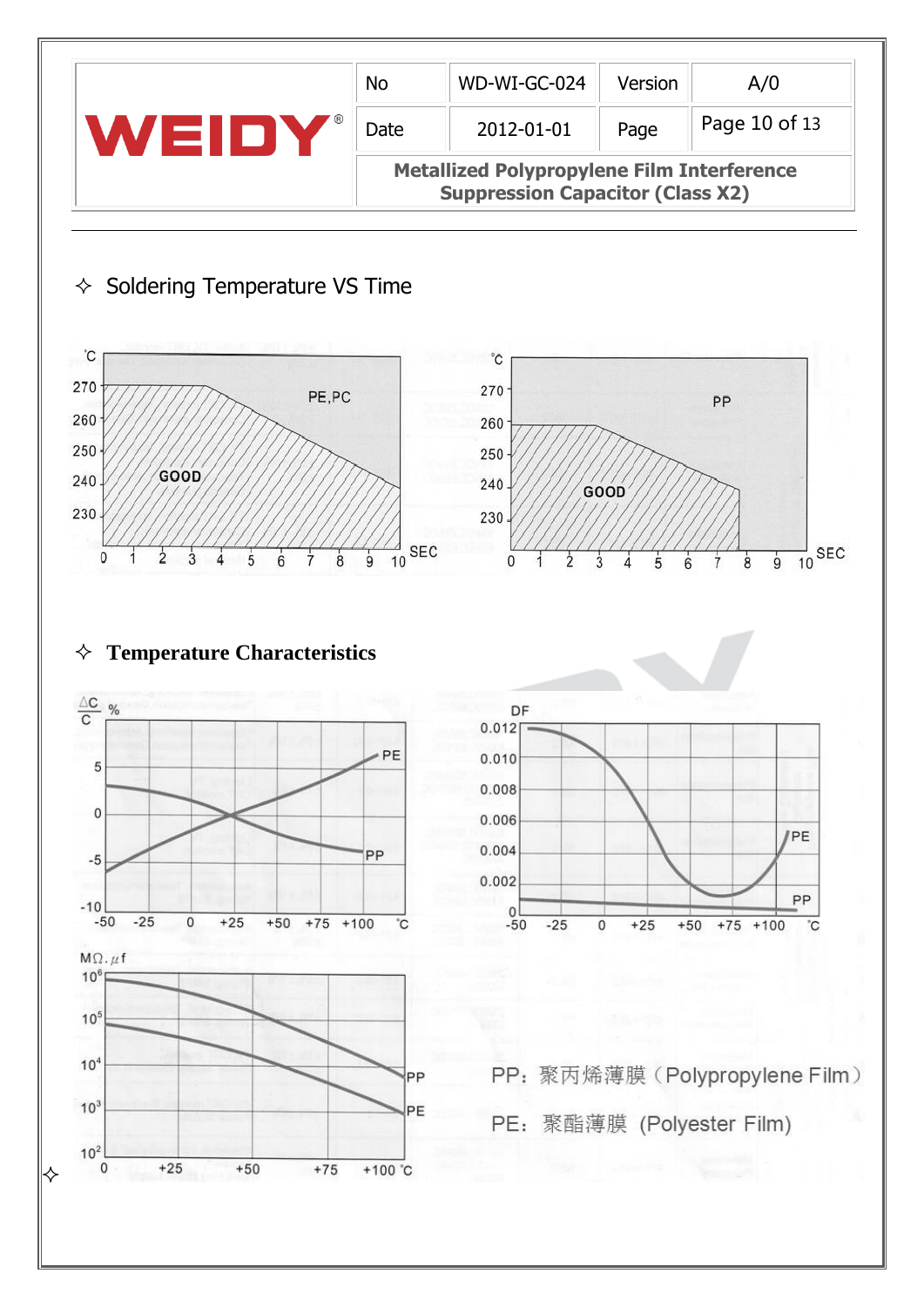| WEIDY® | No | WD-WI-GC-024 | Version | A/0 |
|---|---|---|---|---|
| | Date | 2012-01-01 | Page | Page 10 of 13 |
| | Metallized Polypropylene Film Interference Suppression Capacitor (Class X2) | | | |

## ✧ Soldering Temperature VS Time

℃
270
260
250
240
230

PE,PC

GOOD

0 1 2 3 4 5 6 7 8 9 10 SEC

℃
270
260
250
240
230

PP

GOOD

0 1 2 3 4 5 6 7 8 9 10 SEC

## ✧ **Temperature Characteristics**

$\frac{\Delta C}{C}$ %

5
0
-5
-10

PE
PP

-50 -25 0 +25 +50 +75 +100 ℃

DF
0.012
0.010
0.008
0.006
0.004
0.002
0

PE
PP

-50 -25 0 +25 +50 +75 +100 ℃

MΩ.μf
$10^6$
$10^5$
$10^4$
$10^3$
$10^2$

PP
PE

0 +25 +50 +75 +100 ℃

PP：聚丙烯薄膜（Polypropylene Film）

PE： 聚酯薄膜 (Polyester Film)

✧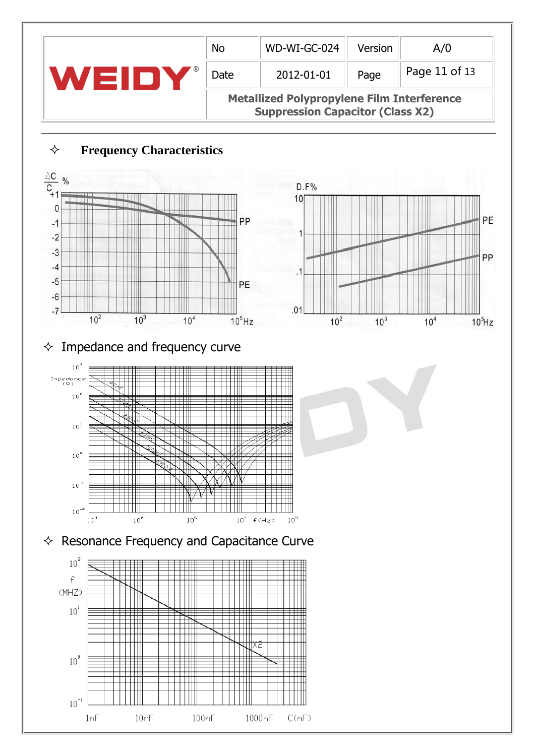## ✧ Frequency Characteristics

## ✧ Impedance and frequency curve

## ✧ Resonance Frequency and Capacitance Curve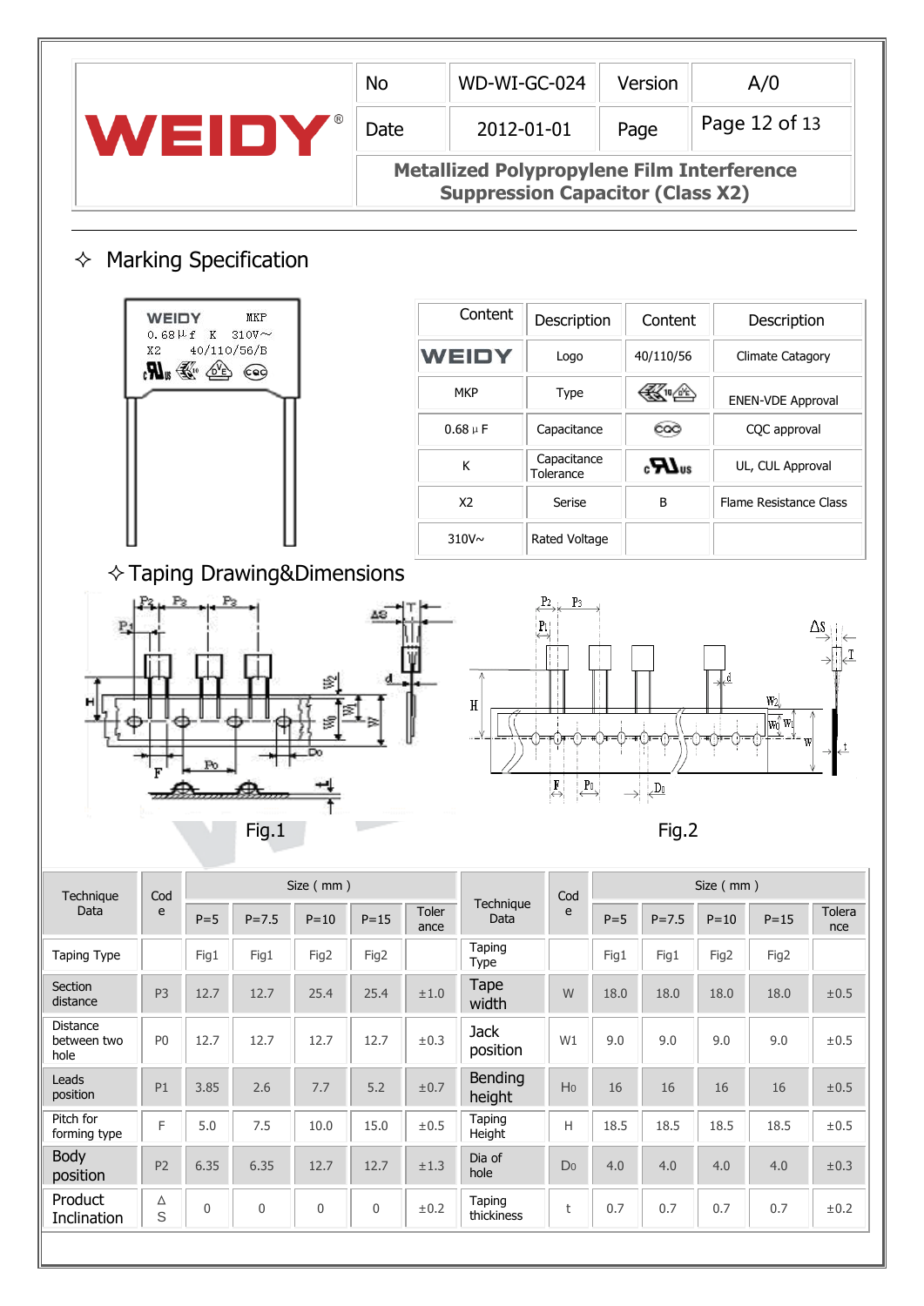| WEIDY® | No | WD-WI-GC-024 | Version | A/0 |
|---|---|---|---|---|
| | Date | 2012-01-01 | Page | Page 12 of 13 |
| | Metallized Polypropylene Film Interference Suppression Capacitor (Class X2) | | | |

## ✧ Marking Specification

| Content | Description | Content | Description |
|---|---|---|---|
| WEIDY | Logo | 40/110/56 | Climate Catagory |
| MKP | Type | | ENEN-VDE Approval |
| 0.68 μF | Capacitance | | CQC approval |
| K | Capacitance Tolerance | | UL, CUL Approval |
| X2 | Serise | B | Flame Resistance Class |
| 310V~ | Rated Voltage | | |

## ✧ Taping Drawing&Dimensions

Fig.1

Fig.2

| Technique Data | Code | Size ( mm ) | | | | | Technique Data | Code | Size ( mm ) | | | | |
|---|---|---|---|---|---|---|---|---|---|---|---|---|---|
| | | P=5 | P=7.5 | P=10 | P=15 | Tolerance | | | P=5 | P=7.5 | P=10 | P=15 | Tolerance |
| Taping Type | | Fig1 | Fig1 | Fig2 | Fig2 | | Taping Type | | Fig1 | Fig1 | Fig2 | Fig2 | |
| Section distance | P3 | 12.7 | 12.7 | 25.4 | 25.4 | ±1.0 | Tape width | W | 18.0 | 18.0 | 18.0 | 18.0 | ±0.5 |
| Distance between two hole | P0 | 12.7 | 12.7 | 12.7 | 12.7 | ±0.3 | Jack position | W1 | 9.0 | 9.0 | 9.0 | 9.0 | ±0.5 |
| Leads position | P1 | 3.85 | 2.6 | 7.7 | 5.2 | ±0.7 | Bending height | H0 | 16 | 16 | 16 | 16 | ±0.5 |
| Pitch for forming type | F | 5.0 | 7.5 | 10.0 | 15.0 | ±0.5 | Taping Height | H | 18.5 | 18.5 | 18.5 | 18.5 | ±0.5 |
| Body position | P2 | 6.35 | 6.35 | 12.7 | 12.7 | ±1.3 | Dia of hole | D0 | 4.0 | 4.0 | 4.0 | 4.0 | ±0.3 |
| Product Inclination | ΔS | 0 | 0 | 0 | 0 | ±0.2 | Taping thickiness | t | 0.7 | 0.7 | 0.7 | 0.7 | ±0.2 |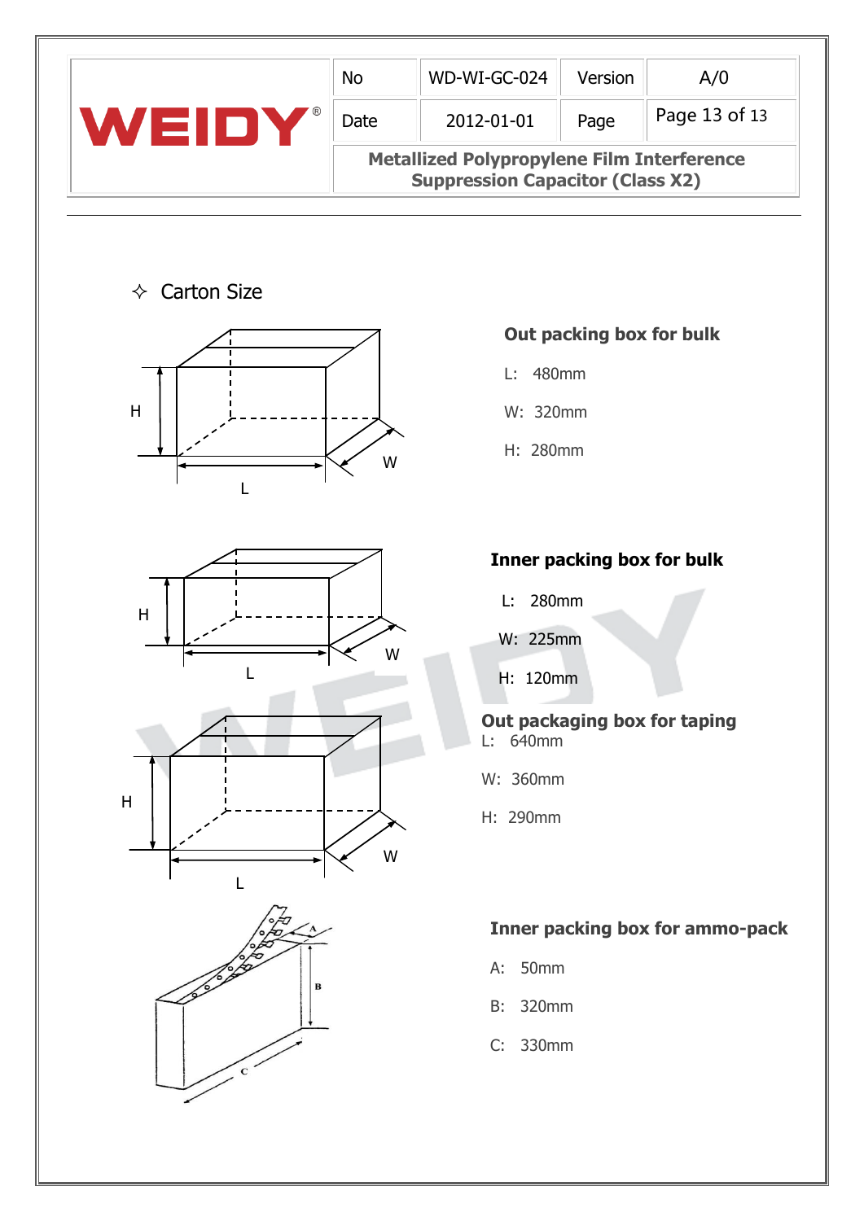## ✧ Carton Size

H

L

W

**Out packing box for bulk**

L: 480mm

W: 320mm

H: 280mm

H

L

W

**Inner packing box for bulk**

L: 280mm

W: 225mm

H: 120mm

H

L

W

**Out packaging box for taping**

L: 640mm

W: 360mm

H: 290mm

A

B

C

**Inner packing box for ammo-pack**

A: 50mm

B: 320mm

C: 330mm